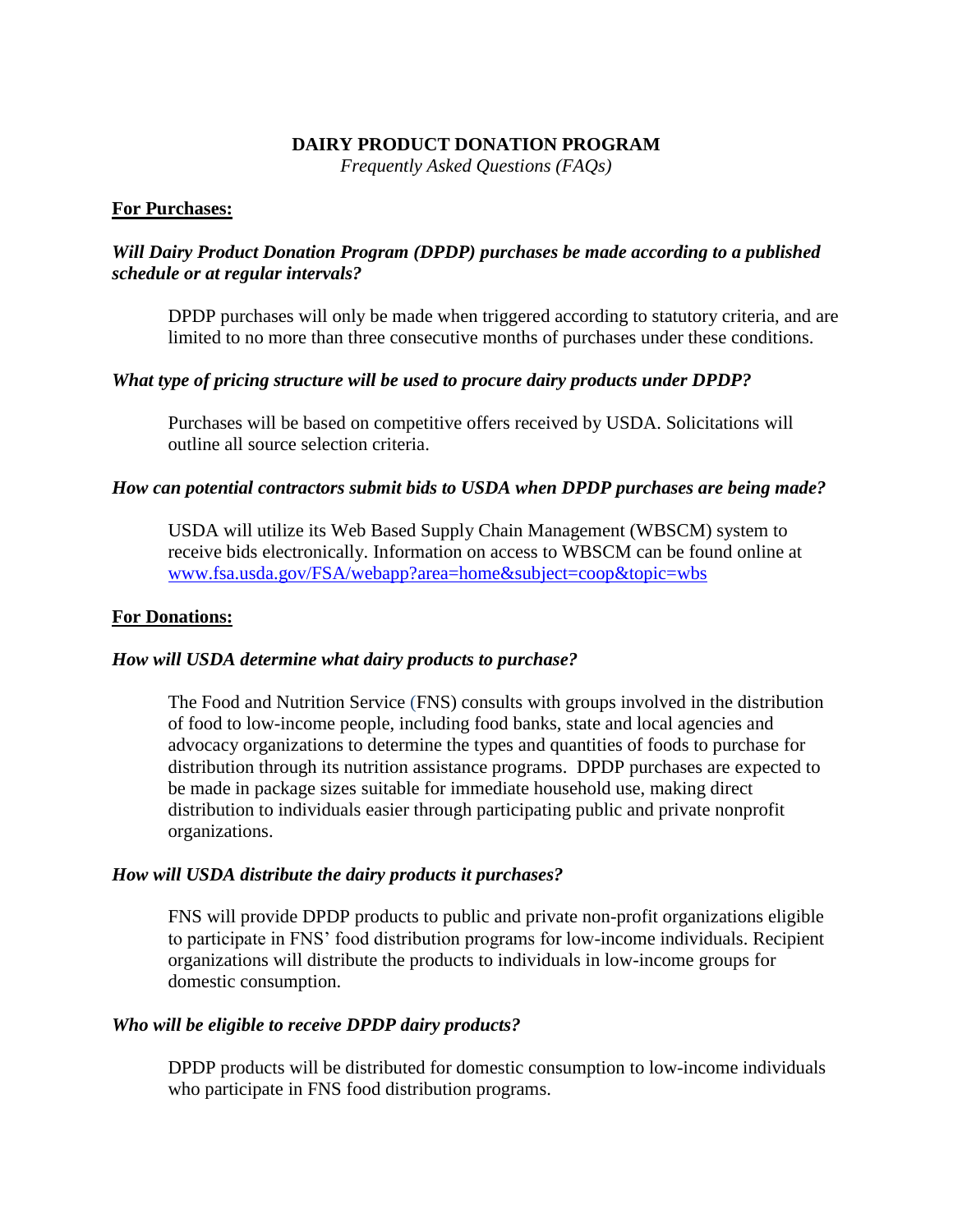# DAIRY PRODUCT DONATION PROGRAM

*Frequently Asked Questions (FAQs)*

## For Purchases:

***Will Dairy Product Donation Program (DPDP) purchases be made according to a published schedule or at regular intervals?***

DPDP purchases will only be made when triggered according to statutory criteria, and are limited to no more than three consecutive months of purchases under these conditions.

***What type of pricing structure will be used to procure dairy products under DPDP?***

Purchases will be based on competitive offers received by USDA. Solicitations will outline all source selection criteria.

***How can potential contractors submit bids to USDA when DPDP purchases are being made?***

USDA will utilize its Web Based Supply Chain Management (WBSCM) system to receive bids electronically. Information on access to WBSCM can be found online at www.fsa.usda.gov/FSA/webapp?area=home&subject=coop&topic=wbs

## For Donations:

***How will USDA determine what dairy products to purchase?***

The Food and Nutrition Service (FNS) consults with groups involved in the distribution of food to low-income people, including food banks, state and local agencies and advocacy organizations to determine the types and quantities of foods to purchase for distribution through its nutrition assistance programs. DPDP purchases are expected to be made in package sizes suitable for immediate household use, making direct distribution to individuals easier through participating public and private nonprofit organizations.

***How will USDA distribute the dairy products it purchases?***

FNS will provide DPDP products to public and private non-profit organizations eligible to participate in FNS' food distribution programs for low-income individuals. Recipient organizations will distribute the products to individuals in low-income groups for domestic consumption.

***Who will be eligible to receive DPDP dairy products?***

DPDP products will be distributed for domestic consumption to low-income individuals who participate in FNS food distribution programs.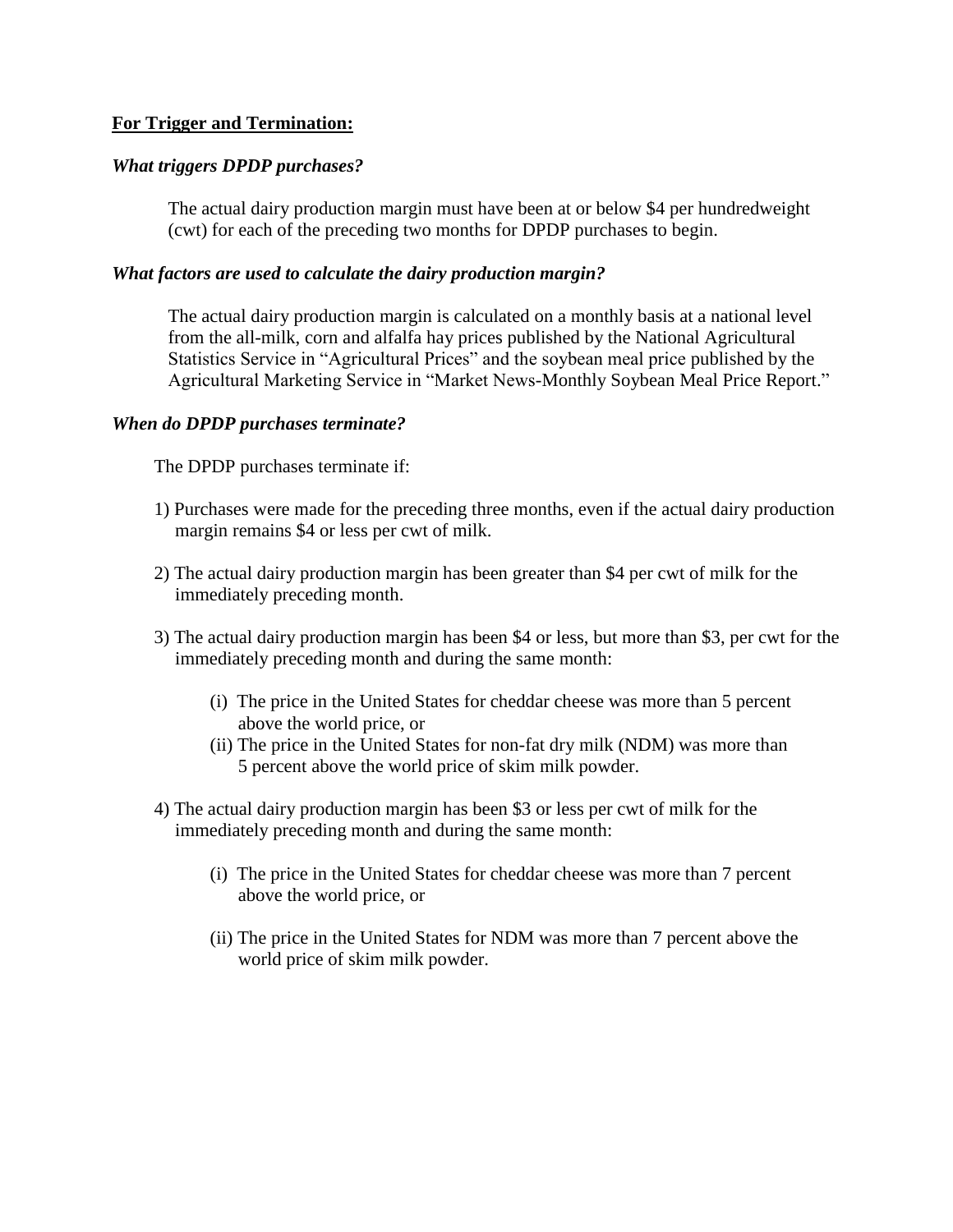**For Trigger and Termination:**

***What triggers DPDP purchases?***

The actual dairy production margin must have been at or below $4 per hundredweight (cwt) for each of the preceding two months for DPDP purchases to begin.

***What factors are used to calculate the dairy production margin?***

The actual dairy production margin is calculated on a monthly basis at a national level from the all-milk, corn and alfalfa hay prices published by the National Agricultural Statistics Service in "Agricultural Prices" and the soybean meal price published by the Agricultural Marketing Service in "Market News-Monthly Soybean Meal Price Report."

***When do DPDP purchases terminate?***

The DPDP purchases terminate if:

1) Purchases were made for the preceding three months, even if the actual dairy production margin remains $4 or less per cwt of milk.

2) The actual dairy production margin has been greater than $4 per cwt of milk for the immediately preceding month.

3) The actual dairy production margin has been $4 or less, but more than $3, per cwt for the immediately preceding month and during the same month:

   (i) The price in the United States for cheddar cheese was more than 5 percent above the world price, or
   
   (ii) The price in the United States for non-fat dry milk (NDM) was more than 5 percent above the world price of skim milk powder.

4) The actual dairy production margin has been $3 or less per cwt of milk for the immediately preceding month and during the same month:

   (i) The price in the United States for cheddar cheese was more than 7 percent above the world price, or

   (ii) The price in the United States for NDM was more than 7 percent above the world price of skim milk powder.